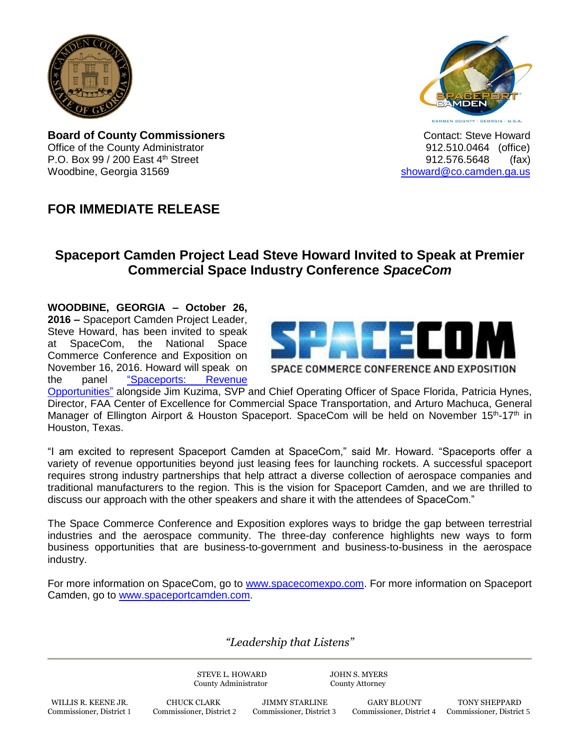**Board of County Commissioners**
Office of the County Administrator
P.O. Box 99 / 200 East 4th Street
Woodbine, Georgia 31569

Contact: Steve Howard
912.510.0464 (office)
912.576.5648 (fax)
showard@co.camden.ga.us

## FOR IMMEDIATE RELEASE

## Spaceport Camden Project Lead Steve Howard Invited to Speak at Premier Commercial Space Industry Conference *SpaceCom*

**WOODBINE, GEORGIA – October 26, 2016 –** Spaceport Camden Project Leader, Steve Howard, has been invited to speak at SpaceCom, the National Space Commerce Conference and Exposition on November 16, 2016. Howard will speak on the panel "Spaceports: Revenue Opportunities" alongside Jim Kuzima, SVP and Chief Operating Officer of Space Florida, Patricia Hynes, Director, FAA Center of Excellence for Commercial Space Transportation, and Arturo Machuca, General Manager of Ellington Airport & Houston Spaceport. SpaceCom will be held on November 15th-17th in Houston, Texas.

"I am excited to represent Spaceport Camden at SpaceCom," said Mr. Howard. "Spaceports offer a variety of revenue opportunities beyond just leasing fees for launching rockets. A successful spaceport requires strong industry partnerships that help attract a diverse collection of aerospace companies and traditional manufacturers to the region. This is the vision for Spaceport Camden, and we are thrilled to discuss our approach with the other speakers and share it with the attendees of SpaceCom."

The Space Commerce Conference and Exposition explores ways to bridge the gap between terrestrial industries and the aerospace community. The three-day conference highlights new ways to form business opportunities that are business-to-government and business-to-business in the aerospace industry.

For more information on SpaceCom, go to www.spacecomexpo.com. For more information on Spaceport Camden, go to www.spaceportcamden.com.

*"Leadership that Listens"*

STEVE L. HOWARD, County Administrator
JOHN S. MYERS, County Attorney

WILLIS R. KEENE JR., Commissioner, District 1
CHUCK CLARK, Commissioner, District 2
JIMMY STARLINE, Commissioner, District 3
GARY BLOUNT, Commissioner, District 4
TONY SHEPPARD, Commissioner, District 5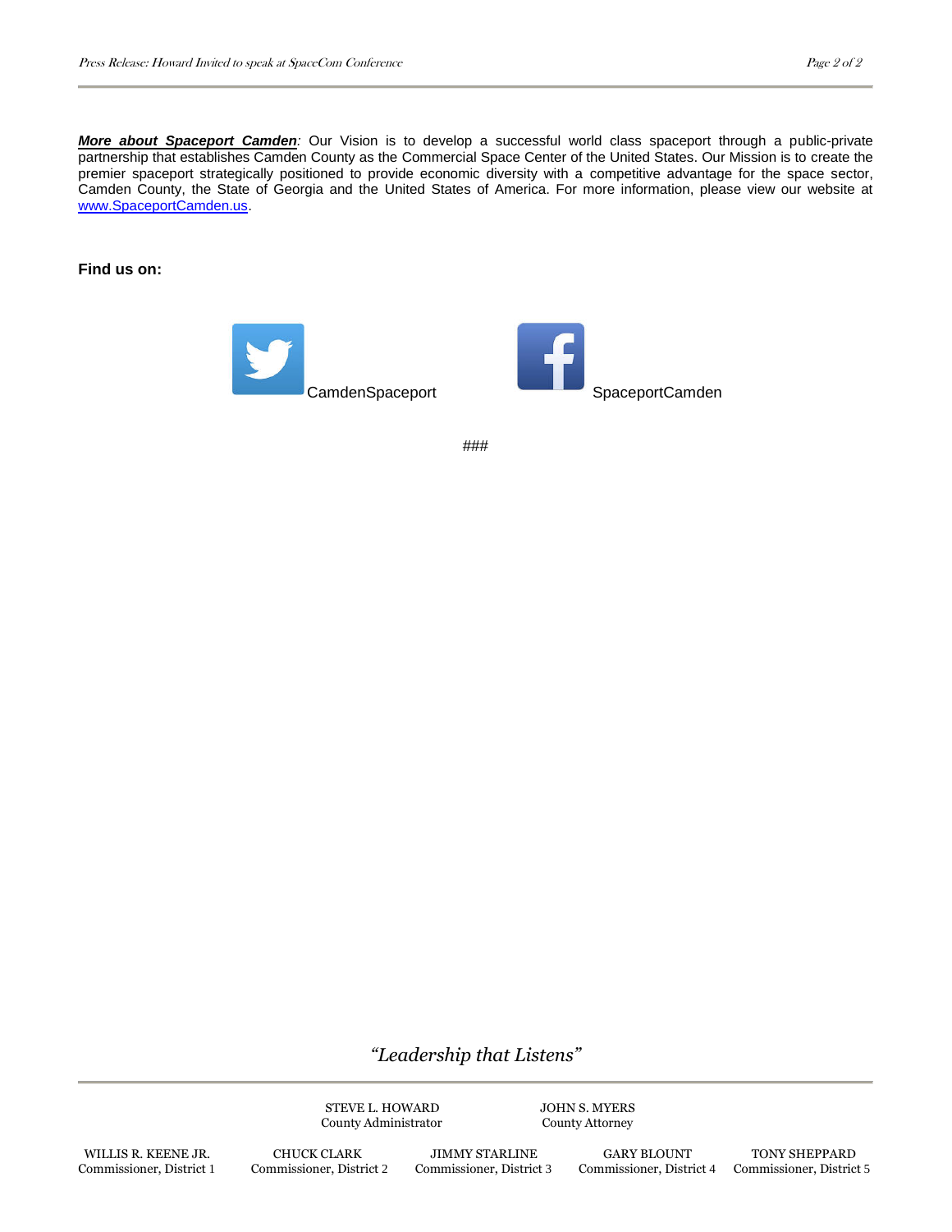***More about Spaceport Camden***: Our Vision is to develop a successful world class spaceport through a public-private partnership that establishes Camden County as the Commercial Space Center of the United States. Our Mission is to create the premier spaceport strategically positioned to provide economic diversity with a competitive advantage for the space sector, Camden County, the State of Georgia and the United States of America. For more information, please view our website at www.SpaceportCamden.us.

**Find us on:**

CamdenSpaceport SpaceportCamden

###

*"Leadership that Listens"*

STEVE L. HOWARD
County Administrator

JOHN S. MYERS
County Attorney

WILLIS R. KEENE JR.
Commissioner, District 1

CHUCK CLARK
Commissioner, District 2

JIMMY STARLINE
Commissioner, District 3

GARY BLOUNT
Commissioner, District 4

TONY SHEPPARD
Commissioner, District 5